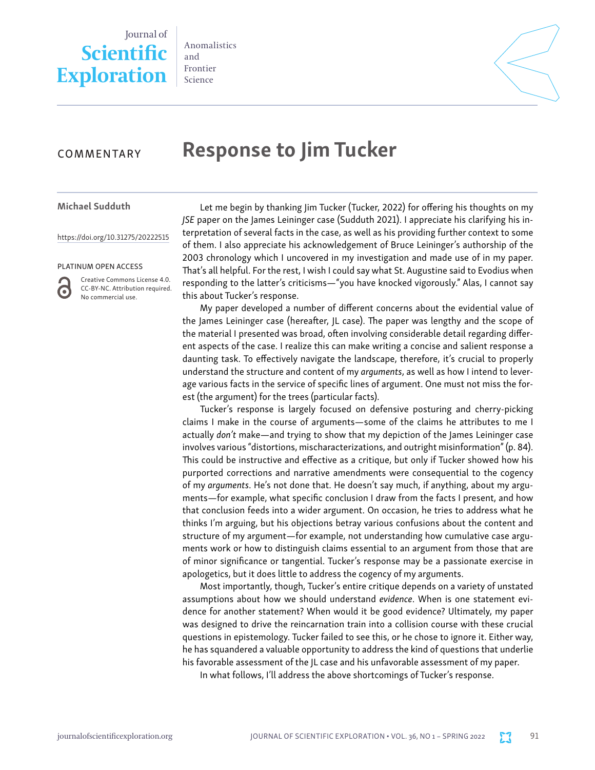COMMENTARY

# Response to Jim Tucker

**Michael Sudduth**

https://doi.org/10.31275/20222515

PLATINUM OPEN ACCESS

Creative Commons License 4.0. CC-BY-NC. Attribution required. No commercial use.

Let me begin by thanking Jim Tucker (Tucker, 2022) for offering his thoughts on my *JSE* paper on the James Leininger case (Sudduth 2021). I appreciate his clarifying his interpretation of several facts in the case, as well as his providing further context to some of them. I also appreciate his acknowledgement of Bruce Leininger's authorship of the 2003 chronology which I uncovered in my investigation and made use of in my paper. That's all helpful. For the rest, I wish I could say what St. Augustine said to Evodius when responding to the latter's criticisms—"you have knocked vigorously." Alas, I cannot say this about Tucker's response.

My paper developed a number of different concerns about the evidential value of the James Leininger case (hereafter, JL case). The paper was lengthy and the scope of the material I presented was broad, often involving considerable detail regarding different aspects of the case. I realize this can make writing a concise and salient response a daunting task. To effectively navigate the landscape, therefore, it's crucial to properly understand the structure and content of my *arguments*, as well as how I intend to leverage various facts in the service of specific lines of argument. One must not miss the forest (the argument) for the trees (particular facts).

Tucker's response is largely focused on defensive posturing and cherry-picking claims I make in the course of arguments—some of the claims he attributes to me I actually *don't* make—and trying to show that my depiction of the James Leininger case involves various "distortions, mischaracterizations, and outright misinformation" (p. 84). This could be instructive and effective as a critique, but only if Tucker showed how his purported corrections and narrative amendments were consequential to the cogency of my *arguments*. He's not done that. He doesn't say much, if anything, about my arguments—for example, what specific conclusion I draw from the facts I present, and how that conclusion feeds into a wider argument. On occasion, he tries to address what he thinks I'm arguing, but his objections betray various confusions about the content and structure of my argument—for example, not understanding how cumulative case arguments work or how to distinguish claims essential to an argument from those that are of minor significance or tangential. Tucker's response may be a passionate exercise in apologetics, but it does little to address the cogency of my arguments.

Most importantly, though, Tucker's entire critique depends on a variety of unstated assumptions about how we should understand *evidence*. When is one statement evidence for another statement? When would it be good evidence? Ultimately, my paper was designed to drive the reincarnation train into a collision course with these crucial questions in epistemology. Tucker failed to see this, or he chose to ignore it. Either way, he has squandered a valuable opportunity to address the kind of questions that underlie his favorable assessment of the JL case and his unfavorable assessment of my paper.

In what follows, I'll address the above shortcomings of Tucker's response.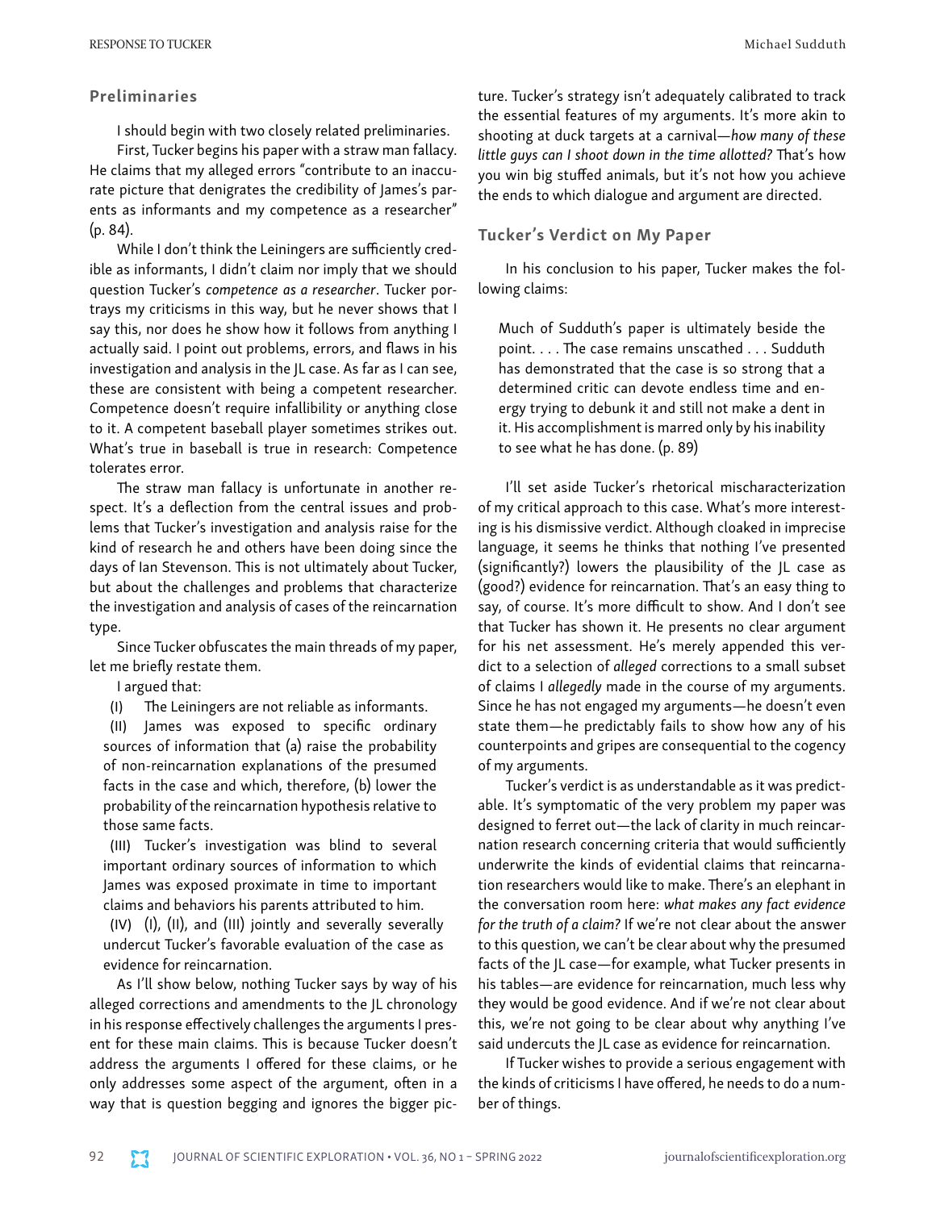## Preliminaries

I should begin with two closely related preliminaries.

First, Tucker begins his paper with a straw man fallacy. He claims that my alleged errors "contribute to an inaccurate picture that denigrates the credibility of James's parents as informants and my competence as a researcher" (p. 84).

While I don't think the Leiningers are sufficiently credible as informants, I didn't claim nor imply that we should question Tucker's *competence as a researcher*. Tucker portrays my criticisms in this way, but he never shows that I say this, nor does he show how it follows from anything I actually said. I point out problems, errors, and flaws in his investigation and analysis in the JL case. As far as I can see, these are consistent with being a competent researcher. Competence doesn't require infallibility or anything close to it. A competent baseball player sometimes strikes out. What's true in baseball is true in research: Competence tolerates error.

The straw man fallacy is unfortunate in another respect. It's a deflection from the central issues and problems that Tucker's investigation and analysis raise for the kind of research he and others have been doing since the days of Ian Stevenson. This is not ultimately about Tucker, but about the challenges and problems that characterize the investigation and analysis of cases of the reincarnation type.

Since Tucker obfuscates the main threads of my paper, let me briefly restate them.

I argued that:

(I) The Leiningers are not reliable as informants.

(II) James was exposed to specific ordinary sources of information that (a) raise the probability of non-reincarnation explanations of the presumed facts in the case and which, therefore, (b) lower the probability of the reincarnation hypothesis relative to those same facts.

(III) Tucker's investigation was blind to several important ordinary sources of information to which James was exposed proximate in time to important claims and behaviors his parents attributed to him.

(IV) (I), (II), and (III) jointly and severally severally undercut Tucker's favorable evaluation of the case as evidence for reincarnation.

As I'll show below, nothing Tucker says by way of his alleged corrections and amendments to the JL chronology in his response effectively challenges the arguments I present for these main claims. This is because Tucker doesn't address the arguments I offered for these claims, or he only addresses some aspect of the argument, often in a way that is question begging and ignores the bigger picture. Tucker's strategy isn't adequately calibrated to track the essential features of my arguments. It's more akin to shooting at duck targets at a carnival—*how many of these little guys can I shoot down in the time allotted?* That's how you win big stuffed animals, but it's not how you achieve the ends to which dialogue and argument are directed.

## Tucker's Verdict on My Paper

In his conclusion to his paper, Tucker makes the following claims:

> Much of Sudduth's paper is ultimately beside the point. . . . The case remains unscathed . . . Sudduth has demonstrated that the case is so strong that a determined critic can devote endless time and energy trying to debunk it and still not make a dent in it. His accomplishment is marred only by his inability to see what he has done. (p. 89)

I'll set aside Tucker's rhetorical mischaracterization of my critical approach to this case. What's more interesting is his dismissive verdict. Although cloaked in imprecise language, it seems he thinks that nothing I've presented (significantly?) lowers the plausibility of the JL case as (good?) evidence for reincarnation. That's an easy thing to say, of course. It's more difficult to show. And I don't see that Tucker has shown it. He presents no clear argument for his net assessment. He's merely appended this verdict to a selection of *alleged* corrections to a small subset of claims I *allegedly* made in the course of my arguments. Since he has not engaged my arguments—he doesn't even state them—he predictably fails to show how any of his counterpoints and gripes are consequential to the cogency of my arguments.

Tucker's verdict is as understandable as it was predictable. It's symptomatic of the very problem my paper was designed to ferret out—the lack of clarity in much reincarnation research concerning criteria that would sufficiently underwrite the kinds of evidential claims that reincarnation researchers would like to make. There's an elephant in the conversation room here: *what makes any fact evidence for the truth of a claim?* If we're not clear about the answer to this question, we can't be clear about why the presumed facts of the JL case—for example, what Tucker presents in his tables—are evidence for reincarnation, much less why they would be good evidence. And if we're not clear about this, we're not going to be clear about why anything I've said undercuts the JL case as evidence for reincarnation.

If Tucker wishes to provide a serious engagement with the kinds of criticisms I have offered, he needs to do a number of things.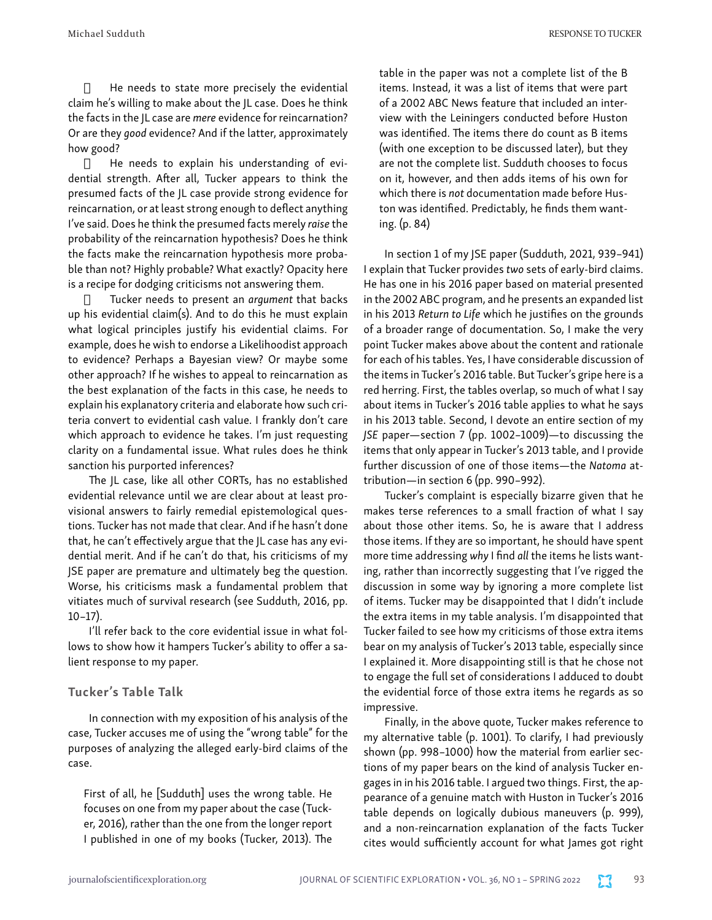- He needs to state more precisely the evidential claim he's willing to make about the JL case. Does he think the facts in the JL case are *mere* evidence for reincarnation? Or are they *good* evidence? And if the latter, approximately how good?
- He needs to explain his understanding of evidential strength. After all, Tucker appears to think the presumed facts of the JL case provide strong evidence for reincarnation, or at least strong enough to deflect anything I've said. Does he think the presumed facts merely *raise* the probability of the reincarnation hypothesis? Does he think the facts make the reincarnation hypothesis more probable than not? Highly probable? What exactly? Opacity here is a recipe for dodging criticisms not answering them.
- Tucker needs to present an *argument* that backs up his evidential claim(s). And to do this he must explain what logical principles justify his evidential claims. For example, does he wish to endorse a Likelihoodist approach to evidence? Perhaps a Bayesian view? Or maybe some other approach? If he wishes to appeal to reincarnation as the best explanation of the facts in this case, he needs to explain his explanatory criteria and elaborate how such criteria convert to evidential cash value. I frankly don't care which approach to evidence he takes. I'm just requesting clarity on a fundamental issue. What rules does he think sanction his purported inferences?

The JL case, like all other CORTs, has no established evidential relevance until we are clear about at least provisional answers to fairly remedial epistemological questions. Tucker has not made that clear. And if he hasn't done that, he can't effectively argue that the JL case has any evidential merit. And if he can't do that, his criticisms of my JSE paper are premature and ultimately beg the question. Worse, his criticisms mask a fundamental problem that vitiates much of survival research (see Sudduth, 2016, pp. 10–17).

I'll refer back to the core evidential issue in what follows to show how it hampers Tucker's ability to offer a salient response to my paper.

## Tucker's Table Talk

In connection with my exposition of his analysis of the case, Tucker accuses me of using the "wrong table" for the purposes of analyzing the alleged early-bird claims of the case.

> First of all, he [Sudduth] uses the wrong table. He focuses on one from my paper about the case (Tucker, 2016), rather than the one from the longer report I published in one of my books (Tucker, 2013). The table in the paper was not a complete list of the B items. Instead, it was a list of items that were part of a 2002 ABC News feature that included an interview with the Leiningers conducted before Huston was identified. The items there do count as B items (with one exception to be discussed later), but they are not the complete list. Sudduth chooses to focus on it, however, and then adds items of his own for which there is *not* documentation made before Huston was identified. Predictably, he finds them wanting. (p. 84)

In section 1 of my JSE paper (Sudduth, 2021, 939–941) I explain that Tucker provides *two* sets of early-bird claims. He has one in his 2016 paper based on material presented in the 2002 ABC program, and he presents an expanded list in his 2013 *Return to Life* which he justifies on the grounds of a broader range of documentation. So, I make the very point Tucker makes above about the content and rationale for each of his tables. Yes, I have considerable discussion of the items in Tucker's 2016 table. But Tucker's gripe here is a red herring. First, the tables overlap, so much of what I say about items in Tucker's 2016 table applies to what he says in his 2013 table. Second, I devote an entire section of my *JSE* paper—section 7 (pp. 1002–1009)—to discussing the items that only appear in Tucker's 2013 table, and I provide further discussion of one of those items—the *Natoma* attribution—in section 6 (pp. 990–992).

Tucker's complaint is especially bizarre given that he makes terse references to a small fraction of what I say about those other items. So, he is aware that I address those items. If they are so important, he should have spent more time addressing *why* I find *all* the items he lists wanting, rather than incorrectly suggesting that I've rigged the discussion in some way by ignoring a more complete list of items. Tucker may be disappointed that I didn't include the extra items in my table analysis. I'm disappointed that Tucker failed to see how my criticisms of those extra items bear on my analysis of Tucker's 2013 table, especially since I explained it. More disappointing still is that he chose not to engage the full set of considerations I adduced to doubt the evidential force of those extra items he regards as so impressive.

Finally, in the above quote, Tucker makes reference to my alternative table (p. 1001). To clarify, I had previously shown (pp. 998–1000) how the material from earlier sections of my paper bears on the kind of analysis Tucker engages in in his 2016 table. I argued two things. First, the appearance of a genuine match with Huston in Tucker's 2016 table depends on logically dubious maneuvers (p. 999), and a non-reincarnation explanation of the facts Tucker cites would sufficiently account for what James got right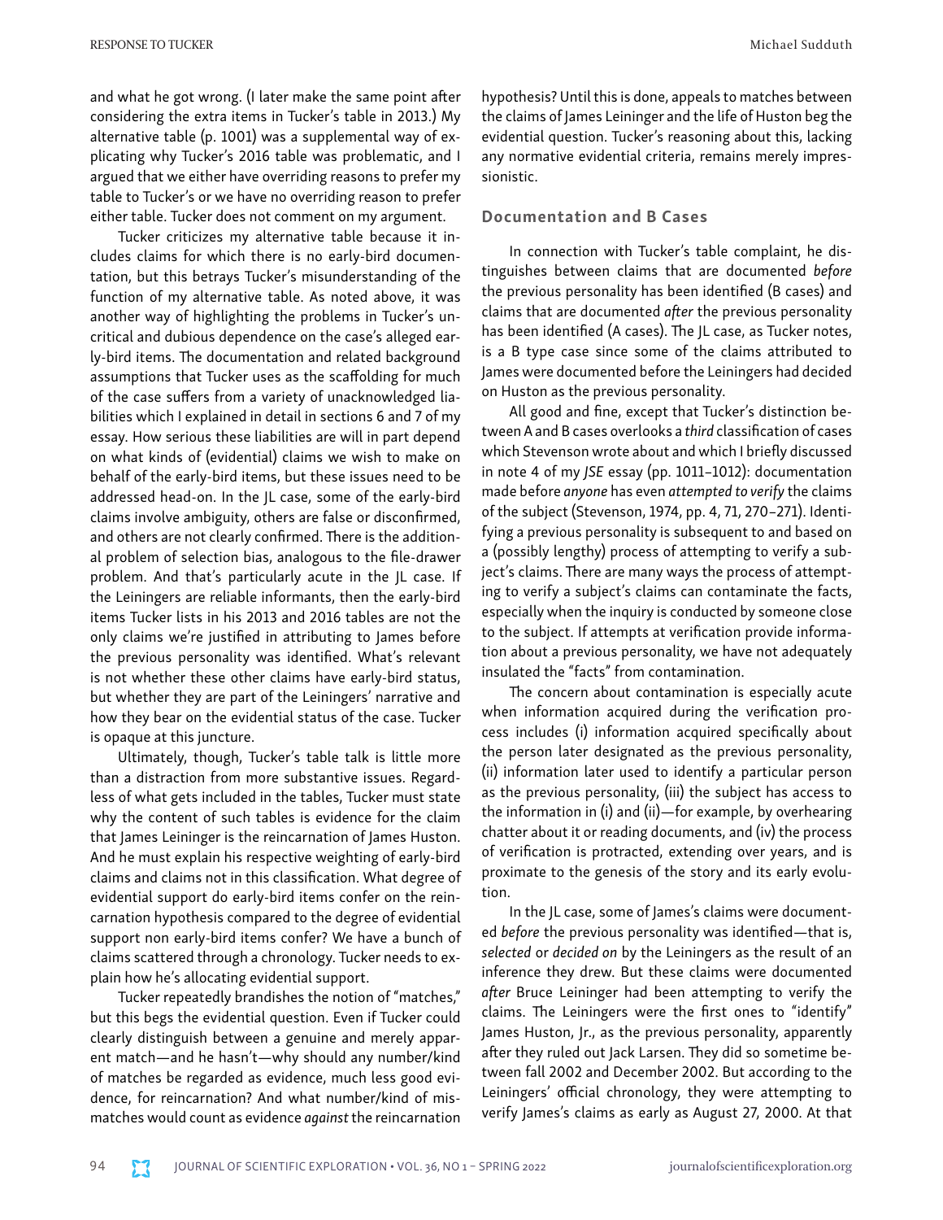and what he got wrong. (I later make the same point after considering the extra items in Tucker's table in 2013.) My alternative table (p. 1001) was a supplemental way of explicating why Tucker's 2016 table was problematic, and I argued that we either have overriding reasons to prefer my table to Tucker's or we have no overriding reason to prefer either table. Tucker does not comment on my argument.

Tucker criticizes my alternative table because it includes claims for which there is no early-bird documentation, but this betrays Tucker's misunderstanding of the function of my alternative table. As noted above, it was another way of highlighting the problems in Tucker's uncritical and dubious dependence on the case's alleged early-bird items. The documentation and related background assumptions that Tucker uses as the scaffolding for much of the case suffers from a variety of unacknowledged liabilities which I explained in detail in sections 6 and 7 of my essay. How serious these liabilities are will in part depend on what kinds of (evidential) claims we wish to make on behalf of the early-bird items, but these issues need to be addressed head-on. In the JL case, some of the early-bird claims involve ambiguity, others are false or disconfirmed, and others are not clearly confirmed. There is the additional problem of selection bias, analogous to the file-drawer problem. And that's particularly acute in the JL case. If the Leiningers are reliable informants, then the early-bird items Tucker lists in his 2013 and 2016 tables are not the only claims we're justified in attributing to James before the previous personality was identified. What's relevant is not whether these other claims have early-bird status, but whether they are part of the Leiningers' narrative and how they bear on the evidential status of the case. Tucker is opaque at this juncture.

Ultimately, though, Tucker's table talk is little more than a distraction from more substantive issues. Regardless of what gets included in the tables, Tucker must state why the content of such tables is evidence for the claim that James Leininger is the reincarnation of James Huston. And he must explain his respective weighting of early-bird claims and claims not in this classification. What degree of evidential support do early-bird items confer on the reincarnation hypothesis compared to the degree of evidential support non early-bird items confer? We have a bunch of claims scattered through a chronology. Tucker needs to explain how he's allocating evidential support.

Tucker repeatedly brandishes the notion of "matches," but this begs the evidential question. Even if Tucker could clearly distinguish between a genuine and merely apparent match—and he hasn't—why should any number/kind of matches be regarded as evidence, much less good evidence, for reincarnation? And what number/kind of mismatches would count as evidence *against* the reincarnation hypothesis? Until this is done, appeals to matches between the claims of James Leininger and the life of Huston beg the evidential question. Tucker's reasoning about this, lacking any normative evidential criteria, remains merely impressionistic.

## Documentation and B Cases

In connection with Tucker's table complaint, he distinguishes between claims that are documented *before* the previous personality has been identified (B cases) and claims that are documented *after* the previous personality has been identified (A cases). The JL case, as Tucker notes, is a B type case since some of the claims attributed to James were documented before the Leiningers had decided on Huston as the previous personality.

All good and fine, except that Tucker's distinction between A and B cases overlooks a *third* classification of cases which Stevenson wrote about and which I briefly discussed in note 4 of my *JSE* essay (pp. 1011–1012): documentation made before *anyone* has even *attempted to verify* the claims of the subject (Stevenson, 1974, pp. 4, 71, 270–271). Identifying a previous personality is subsequent to and based on a (possibly lengthy) process of attempting to verify a subject's claims. There are many ways the process of attempting to verify a subject's claims can contaminate the facts, especially when the inquiry is conducted by someone close to the subject. If attempts at verification provide information about a previous personality, we have not adequately insulated the "facts" from contamination.

The concern about contamination is especially acute when information acquired during the verification process includes (i) information acquired specifically about the person later designated as the previous personality, (ii) information later used to identify a particular person as the previous personality, (iii) the subject has access to the information in (i) and (ii)—for example, by overhearing chatter about it or reading documents, and (iv) the process of verification is protracted, extending over years, and is proximate to the genesis of the story and its early evolution.

In the JL case, some of James's claims were documented *before* the previous personality was identified—that is, *selected* or *decided on* by the Leiningers as the result of an inference they drew. But these claims were documented *after* Bruce Leininger had been attempting to verify the claims. The Leiningers were the first ones to "identify" James Huston, Jr., as the previous personality, apparently after they ruled out Jack Larsen. They did so sometime between fall 2002 and December 2002. But according to the Leiningers' official chronology, they were attempting to verify James's claims as early as August 27, 2000. At that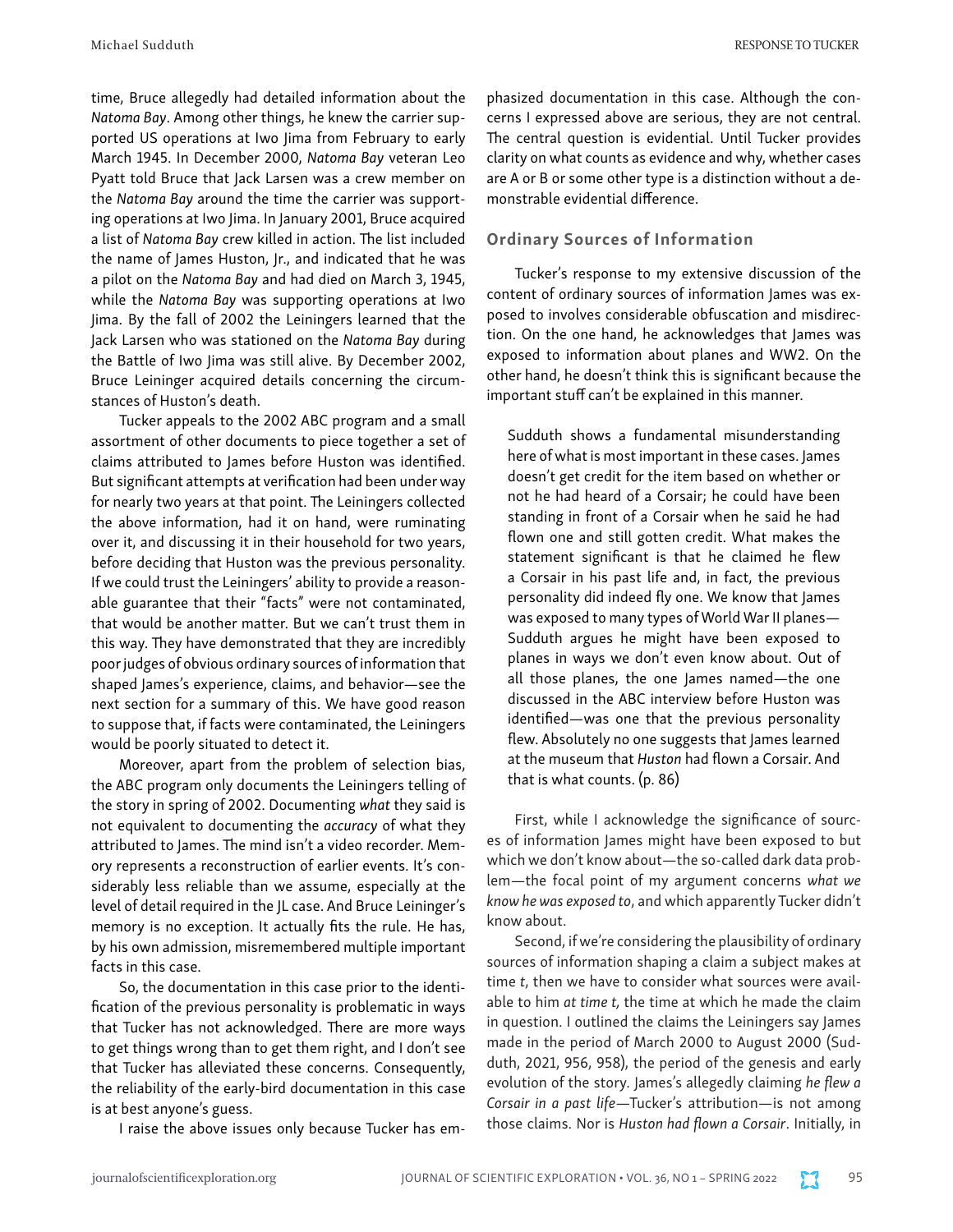time, Bruce allegedly had detailed information about the *Natoma Bay*. Among other things, he knew the carrier supported US operations at Iwo Jima from February to early March 1945. In December 2000, *Natoma Bay* veteran Leo Pyatt told Bruce that Jack Larsen was a crew member on the *Natoma Bay* around the time the carrier was supporting operations at Iwo Jima. In January 2001, Bruce acquired a list of *Natoma Bay* crew killed in action. The list included the name of James Huston, Jr., and indicated that he was a pilot on the *Natoma Bay* and had died on March 3, 1945, while the *Natoma Bay* was supporting operations at Iwo Jima. By the fall of 2002 the Leiningers learned that the Jack Larsen who was stationed on the *Natoma Bay* during the Battle of Iwo Jima was still alive. By December 2002, Bruce Leininger acquired details concerning the circumstances of Huston's death.

Tucker appeals to the 2002 ABC program and a small assortment of other documents to piece together a set of claims attributed to James before Huston was identified. But significant attempts at verification had been under way for nearly two years at that point. The Leiningers collected the above information, had it on hand, were ruminating over it, and discussing it in their household for two years, before deciding that Huston was the previous personality. If we could trust the Leiningers' ability to provide a reasonable guarantee that their "facts" were not contaminated, that would be another matter. But we can't trust them in this way. They have demonstrated that they are incredibly poor judges of obvious ordinary sources of information that shaped James's experience, claims, and behavior—see the next section for a summary of this. We have good reason to suppose that, if facts were contaminated, the Leiningers would be poorly situated to detect it.

Moreover, apart from the problem of selection bias, the ABC program only documents the Leiningers telling of the story in spring of 2002. Documenting *what* they said is not equivalent to documenting the *accuracy* of what they attributed to James. The mind isn't a video recorder. Memory represents a reconstruction of earlier events. It's considerably less reliable than we assume, especially at the level of detail required in the JL case. And Bruce Leininger's memory is no exception. It actually fits the rule. He has, by his own admission, misremembered multiple important facts in this case.

So, the documentation in this case prior to the identification of the previous personality is problematic in ways that Tucker has not acknowledged. There are more ways to get things wrong than to get them right, and I don't see that Tucker has alleviated these concerns. Consequently, the reliability of the early-bird documentation in this case is at best anyone's guess.

I raise the above issues only because Tucker has emphasized documentation in this case. Although the concerns I expressed above are serious, they are not central. The central question is evidential. Until Tucker provides clarity on what counts as evidence and why, whether cases are A or B or some other type is a distinction without a demonstrable evidential difference.

## Ordinary Sources of Information

Tucker's response to my extensive discussion of the content of ordinary sources of information James was exposed to involves considerable obfuscation and misdirection. On the one hand, he acknowledges that James was exposed to information about planes and WW2. On the other hand, he doesn't think this is significant because the important stuff can't be explained in this manner.

> Sudduth shows a fundamental misunderstanding here of what is most important in these cases. James doesn't get credit for the item based on whether or not he had heard of a Corsair; he could have been standing in front of a Corsair when he said he had flown one and still gotten credit. What makes the statement significant is that he claimed he flew a Corsair in his past life and, in fact, the previous personality did indeed fly one. We know that James was exposed to many types of World War II planes—Sudduth argues he might have been exposed to planes in ways we don't even know about. Out of all those planes, the one James named—the one discussed in the ABC interview before Huston was identified—was one that the previous personality flew. Absolutely no one suggests that James learned at the museum that *Huston* had flown a Corsair. And that is what counts. (p. 86)

First, while I acknowledge the significance of sources of information James might have been exposed to but which we don't know about—the so-called dark data problem—the focal point of my argument concerns *what we know he was exposed to*, and which apparently Tucker didn't know about.

Second, if we're considering the plausibility of ordinary sources of information shaping a claim a subject makes at time *t*, then we have to consider what sources were available to him *at time t,* the time at which he made the claim in question. I outlined the claims the Leiningers say James made in the period of March 2000 to August 2000 (Sudduth, 2021, 956, 958), the period of the genesis and early evolution of the story. James's allegedly claiming *he flew a Corsair in a past life*—Tucker's attribution—is not among those claims. Nor is *Huston had flown a Corsair*. Initially, in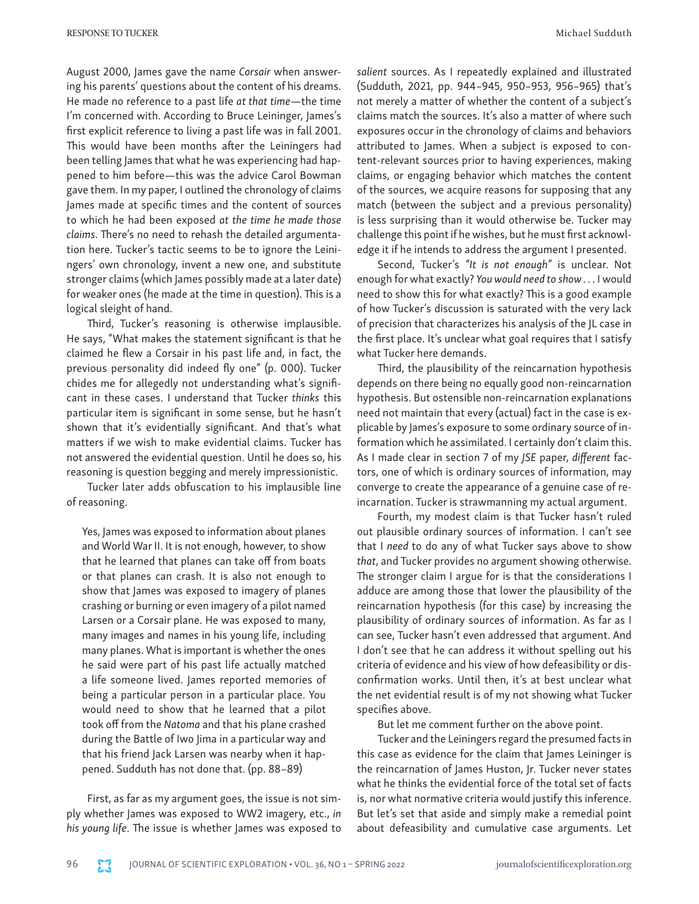August 2000, James gave the name *Corsair* when answering his parents' questions about the content of his dreams. He made no reference to a past life *at that time*—the time I'm concerned with. According to Bruce Leininger, James's first explicit reference to living a past life was in fall 2001. This would have been months after the Leiningers had been telling James that what he was experiencing had happened to him before—this was the advice Carol Bowman gave them. In my paper, I outlined the chronology of claims James made at specific times and the content of sources to which he had been exposed *at the time he made those claims*. There's no need to rehash the detailed argumentation here. Tucker's tactic seems to be to ignore the Leiningers' own chronology, invent a new one, and substitute stronger claims (which James possibly made at a later date) for weaker ones (he made at the time in question). This is a logical sleight of hand.

Third, Tucker's reasoning is otherwise implausible. He says, "What makes the statement significant is that he claimed he flew a Corsair in his past life and, in fact, the previous personality did indeed fly one" (p. 000). Tucker chides me for allegedly not understanding what's significant in these cases. I understand that Tucker *thinks* this particular item is significant in some sense, but he hasn't shown that it's evidentially significant. And that's what matters if we wish to make evidential claims. Tucker has not answered the evidential question. Until he does so, his reasoning is question begging and merely impressionistic.

Tucker later adds obfuscation to his implausible line of reasoning.

> Yes, James was exposed to information about planes and World War II. It is not enough, however, to show that he learned that planes can take off from boats or that planes can crash. It is also not enough to show that James was exposed to imagery of planes crashing or burning or even imagery of a pilot named Larsen or a Corsair plane. He was exposed to many, many images and names in his young life, including many planes. What is important is whether the ones he said were part of his past life actually matched a life someone lived. James reported memories of being a particular person in a particular place. You would need to show that he learned that a pilot took off from the *Natoma* and that his plane crashed during the Battle of Iwo Jima in a particular way and that his friend Jack Larsen was nearby when it happened. Sudduth has not done that. (pp. 88–89)

First, as far as my argument goes, the issue is not simply whether James was exposed to WW2 imagery, etc., *in his young life*. The issue is whether James was exposed to *salient* sources. As I repeatedly explained and illustrated (Sudduth, 2021, pp. 944–945, 950–953, 956–965) that's not merely a matter of whether the content of a subject's claims match the sources. It's also a matter of where such exposures occur in the chronology of claims and behaviors attributed to James. When a subject is exposed to content-relevant sources prior to having experiences, making claims, or engaging behavior which matches the content of the sources, we acquire reasons for supposing that any match (between the subject and a previous personality) is less surprising than it would otherwise be. Tucker may challenge this point if he wishes, but he must first acknowledge it if he intends to address the argument I presented.

Second, Tucker's *"It is not enough"* is unclear. Not enough for what exactly? *You would need to show . . .* I would need to show this for what exactly? This is a good example of how Tucker's discussion is saturated with the very lack of precision that characterizes his analysis of the JL case in the first place. It's unclear what goal requires that I satisfy what Tucker here demands.

Third, the plausibility of the reincarnation hypothesis depends on there being no equally good non-reincarnation hypothesis. But ostensible non-reincarnation explanations need not maintain that every (actual) fact in the case is explicable by James's exposure to some ordinary source of information which he assimilated. I certainly don't claim this. As I made clear in section 7 of my *JSE* paper, *different* factors, one of which is ordinary sources of information, may converge to create the appearance of a genuine case of reincarnation. Tucker is strawmanning my actual argument.

Fourth, my modest claim is that Tucker hasn't ruled out plausible ordinary sources of information. I can't see that I *need* to do any of what Tucker says above to show *that*, and Tucker provides no argument showing otherwise. The stronger claim I argue for is that the considerations I adduce are among those that lower the plausibility of the reincarnation hypothesis (for this case) by increasing the plausibility of ordinary sources of information. As far as I can see, Tucker hasn't even addressed that argument. And I don't see that he can address it without spelling out his criteria of evidence and his view of how defeasibility or disconfirmation works. Until then, it's at best unclear what the net evidential result is of my not showing what Tucker specifies above.

But let me comment further on the above point.

Tucker and the Leiningers regard the presumed facts in this case as evidence for the claim that James Leininger is the reincarnation of James Huston, Jr. Tucker never states what he thinks the evidential force of the total set of facts is, nor what normative criteria would justify this inference. But let's set that aside and simply make a remedial point about defeasibility and cumulative case arguments. Let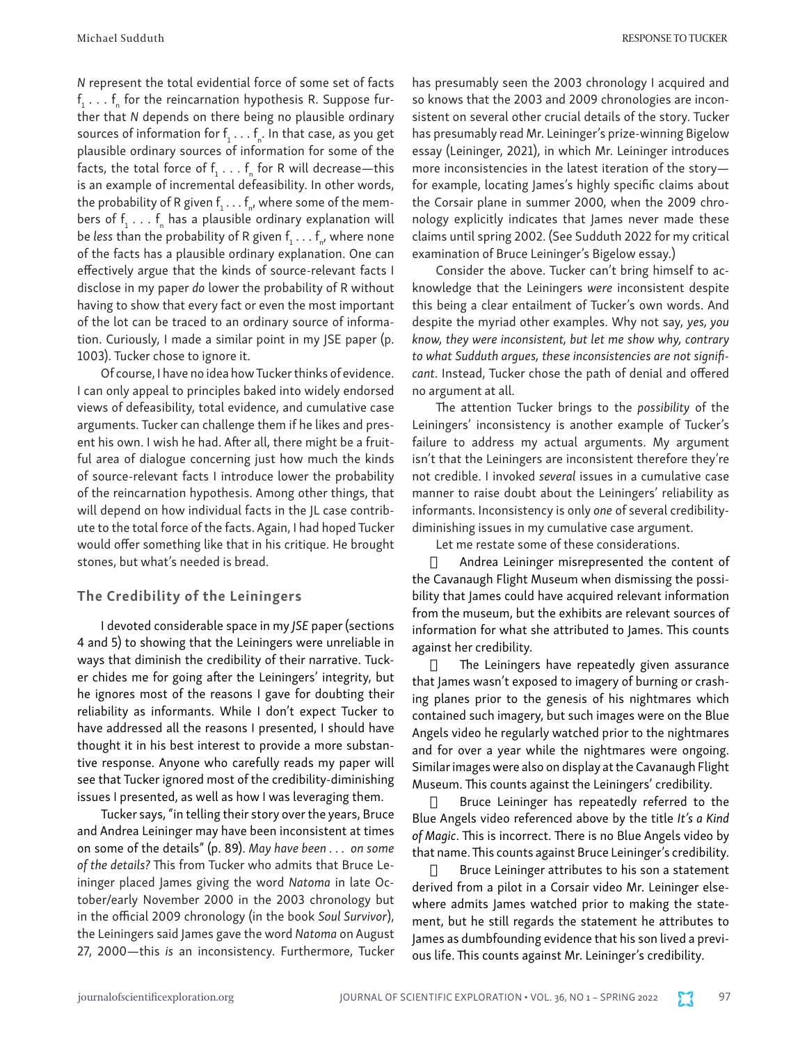*N* represent the total evidential force of some set of facts $f_1 \ldots f_n$ for the reincarnation hypothesis R. Suppose further that *N* depends on there being no plausible ordinary sources of information for $f_1 \ldots f_n$. In that case, as you get plausible ordinary sources of information for some of the facts, the total force of $f_1 \ldots f_n$ for R will decrease—this is an example of incremental defeasibility. In other words, the probability of R given $f_1 \ldots f_n$, where some of the members of $f_1 \ldots f_n$ has a plausible ordinary explanation will be *less* than the probability of R given $f_1 \ldots f_n$, where none of the facts has a plausible ordinary explanation. One can effectively argue that the kinds of source-relevant facts I disclose in my paper *do* lower the probability of R without having to show that every fact or even the most important of the lot can be traced to an ordinary source of information. Curiously, I made a similar point in my JSE paper (p. 1003). Tucker chose to ignore it.

Of course, I have no idea how Tucker thinks of evidence. I can only appeal to principles baked into widely endorsed views of defeasibility, total evidence, and cumulative case arguments. Tucker can challenge them if he likes and present his own. I wish he had. After all, there might be a fruitful area of dialogue concerning just how much the kinds of source-relevant facts I introduce lower the probability of the reincarnation hypothesis. Among other things, that will depend on how individual facts in the JL case contribute to the total force of the facts. Again, I had hoped Tucker would offer something like that in his critique. He brought stones, but what's needed is bread.

## The Credibility of the Leiningers

I devoted considerable space in my *JSE* paper (sections 4 and 5) to showing that the Leiningers were unreliable in ways that diminish the credibility of their narrative. Tucker chides me for going after the Leiningers' integrity, but he ignores most of the reasons I gave for doubting their reliability as informants. While I don't expect Tucker to have addressed all the reasons I presented, I should have thought it in his best interest to provide a more substantive response. Anyone who carefully reads my paper will see that Tucker ignored most of the credibility-diminishing issues I presented, as well as how I was leveraging them.

Tucker says, "in telling their story over the years, Bruce and Andrea Leininger may have been inconsistent at times on some of the details" (p. 89). *May have been . . . on some of the details?* This from Tucker who admits that Bruce Leininger placed James giving the word *Natoma* in late October/early November 2000 in the 2003 chronology but in the official 2009 chronology (in the book *Soul Survivor*), the Leiningers said James gave the word *Natoma* on August 27, 2000—this *is* an inconsistency. Furthermore, Tucker has presumably seen the 2003 chronology I acquired and so knows that the 2003 and 2009 chronologies are inconsistent on several other crucial details of the story. Tucker has presumably read Mr. Leininger's prize-winning Bigelow essay (Leininger, 2021), in which Mr. Leininger introduces more inconsistencies in the latest iteration of the story—for example, locating James's highly specific claims about the Corsair plane in summer 2000, when the 2009 chronology explicitly indicates that James never made these claims until spring 2002. (See Sudduth 2022 for my critical examination of Bruce Leininger's Bigelow essay.)

Consider the above. Tucker can't bring himself to acknowledge that the Leiningers *were* inconsistent despite this being a clear entailment of Tucker's own words. And despite the myriad other examples. Why not say, *yes, you know, they were inconsistent, but let me show why, contrary to what Sudduth argues, these inconsistencies are not significant*. Instead, Tucker chose the path of denial and offered no argument at all.

The attention Tucker brings to the *possibility* of the Leiningers' inconsistency is another example of Tucker's failure to address my actual arguments. My argument isn't that the Leiningers are inconsistent therefore they're not credible. I invoked *several* issues in a cumulative case manner to raise doubt about the Leiningers' reliability as informants. Inconsistency is only *one* of several credibility-diminishing issues in my cumulative case argument.

Let me restate some of these considerations.

- Andrea Leininger misrepresented the content of the Cavanaugh Flight Museum when dismissing the possibility that James could have acquired relevant information from the museum, but the exhibits are relevant sources of information for what she attributed to James. This counts against her credibility.
- The Leiningers have repeatedly given assurance that James wasn't exposed to imagery of burning or crashing planes prior to the genesis of his nightmares which contained such imagery, but such images were on the Blue Angels video he regularly watched prior to the nightmares and for over a year while the nightmares were ongoing. Similar images were also on display at the Cavanaugh Flight Museum. This counts against the Leiningers' credibility.
- Bruce Leininger has repeatedly referred to the Blue Angels video referenced above by the title *It's a Kind of Magic*. This is incorrect. There is no Blue Angels video by that name. This counts against Bruce Leininger's credibility.
- Bruce Leininger attributes to his son a statement derived from a pilot in a Corsair video Mr. Leininger elsewhere admits James watched prior to making the statement, but he still regards the statement he attributes to James as dumbfounding evidence that his son lived a previous life. This counts against Mr. Leininger's credibility.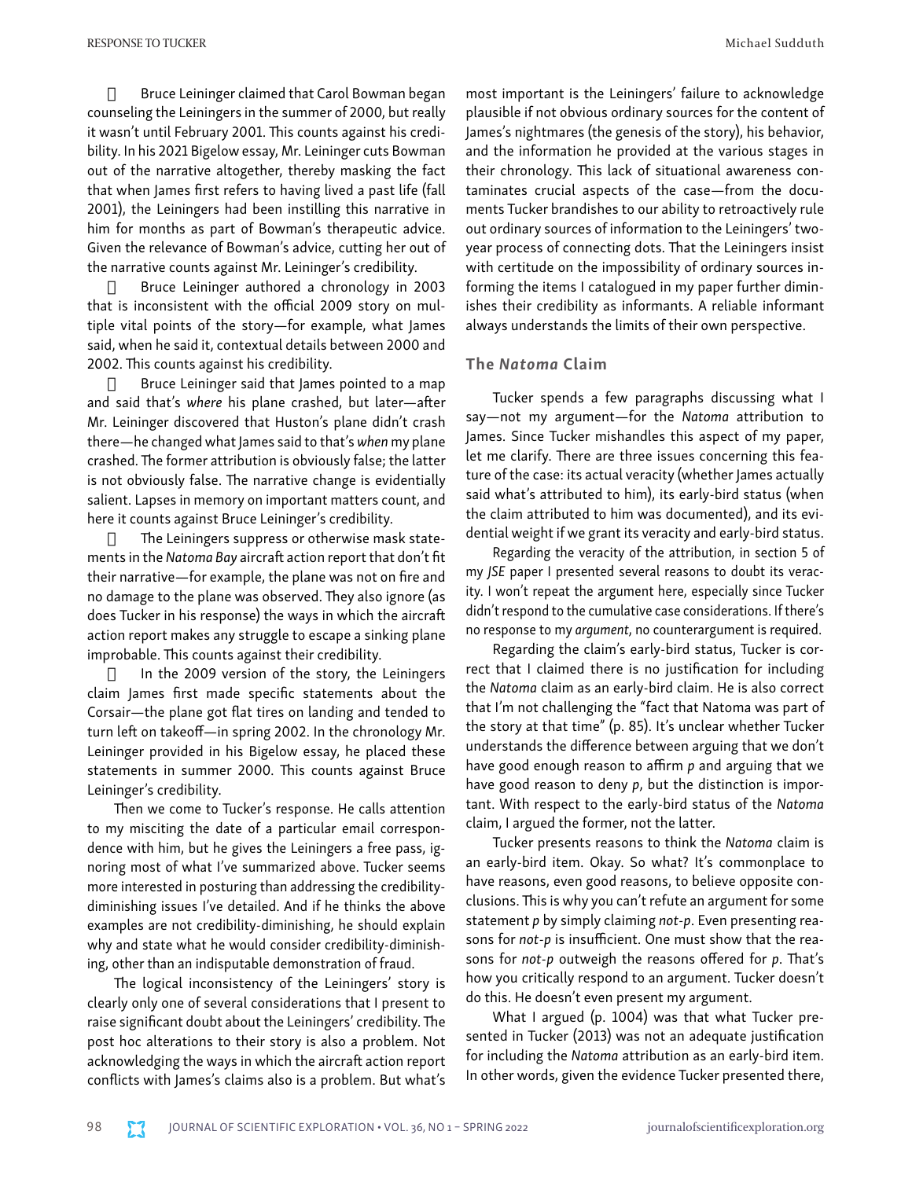- Bruce Leininger claimed that Carol Bowman began counseling the Leiningers in the summer of 2000, but really it wasn't until February 2001. This counts against his credibility. In his 2021 Bigelow essay, Mr. Leininger cuts Bowman out of the narrative altogether, thereby masking the fact that when James first refers to having lived a past life (fall 2001), the Leiningers had been instilling this narrative in him for months as part of Bowman's therapeutic advice. Given the relevance of Bowman's advice, cutting her out of the narrative counts against Mr. Leininger's credibility.
- Bruce Leininger authored a chronology in 2003 that is inconsistent with the official 2009 story on multiple vital points of the story—for example, what James said, when he said it, contextual details between 2000 and 2002. This counts against his credibility.
- Bruce Leininger said that James pointed to a map and said that's *where* his plane crashed, but later—after Mr. Leininger discovered that Huston's plane didn't crash there—he changed what James said to that's *when* my plane crashed. The former attribution is obviously false; the latter is not obviously false. The narrative change is evidentially salient. Lapses in memory on important matters count, and here it counts against Bruce Leininger's credibility.
- The Leiningers suppress or otherwise mask statements in the *Natoma Bay* aircraft action report that don't fit their narrative—for example, the plane was not on fire and no damage to the plane was observed. They also ignore (as does Tucker in his response) the ways in which the aircraft action report makes any struggle to escape a sinking plane improbable. This counts against their credibility.
- In the 2009 version of the story, the Leiningers claim James first made specific statements about the Corsair—the plane got flat tires on landing and tended to turn left on takeoff—in spring 2002. In the chronology Mr. Leininger provided in his Bigelow essay, he placed these statements in summer 2000. This counts against Bruce Leininger's credibility.

Then we come to Tucker's response. He calls attention to my misciting the date of a particular email correspondence with him, but he gives the Leiningers a free pass, ignoring most of what I've summarized above. Tucker seems more interested in posturing than addressing the credibility-diminishing issues I've detailed. And if he thinks the above examples are not credibility-diminishing, he should explain why and state what he would consider credibility-diminishing, other than an indisputable demonstration of fraud.

The logical inconsistency of the Leiningers' story is clearly only one of several considerations that I present to raise significant doubt about the Leiningers' credibility. The post hoc alterations to their story is also a problem. Not acknowledging the ways in which the aircraft action report conflicts with James's claims also is a problem. But what's most important is the Leiningers' failure to acknowledge plausible if not obvious ordinary sources for the content of James's nightmares (the genesis of the story), his behavior, and the information he provided at the various stages in their chronology. This lack of situational awareness contaminates crucial aspects of the case—from the documents Tucker brandishes to our ability to retroactively rule out ordinary sources of information to the Leiningers' two-year process of connecting dots. That the Leiningers insist with certitude on the impossibility of ordinary sources informing the items I catalogued in my paper further diminishes their credibility as informants. A reliable informant always understands the limits of their own perspective.

## The *Natoma* Claim

Tucker spends a few paragraphs discussing what I say—not my argument—for the *Natoma* attribution to James. Since Tucker mishandles this aspect of my paper, let me clarify. There are three issues concerning this feature of the case: its actual veracity (whether James actually said what's attributed to him), its early-bird status (when the claim attributed to him was documented), and its evidential weight if we grant its veracity and early-bird status.

Regarding the veracity of the attribution, in section 5 of my *JSE* paper I presented several reasons to doubt its veracity. I won't repeat the argument here, especially since Tucker didn't respond to the cumulative case considerations. If there's no response to my *argument*, no counterargument is required.

Regarding the claim's early-bird status, Tucker is correct that I claimed there is no justification for including the *Natoma* claim as an early-bird claim. He is also correct that I'm not challenging the "fact that Natoma was part of the story at that time" (p. 85). It's unclear whether Tucker understands the difference between arguing that we don't have good enough reason to affirm *p* and arguing that we have good reason to deny *p*, but the distinction is important. With respect to the early-bird status of the *Natoma* claim, I argued the former, not the latter.

Tucker presents reasons to think the *Natoma* claim is an early-bird item. Okay. So what? It's commonplace to have reasons, even good reasons, to believe opposite conclusions. This is why you can't refute an argument for some statement *p* by simply claiming *not-p*. Even presenting reasons for *not-p* is insufficient. One must show that the reasons for *not-p* outweigh the reasons offered for *p*. That's how you critically respond to an argument. Tucker doesn't do this. He doesn't even present my argument.

What I argued (p. 1004) was that what Tucker presented in Tucker (2013) was not an adequate justification for including the *Natoma* attribution as an early-bird item. In other words, given the evidence Tucker presented there,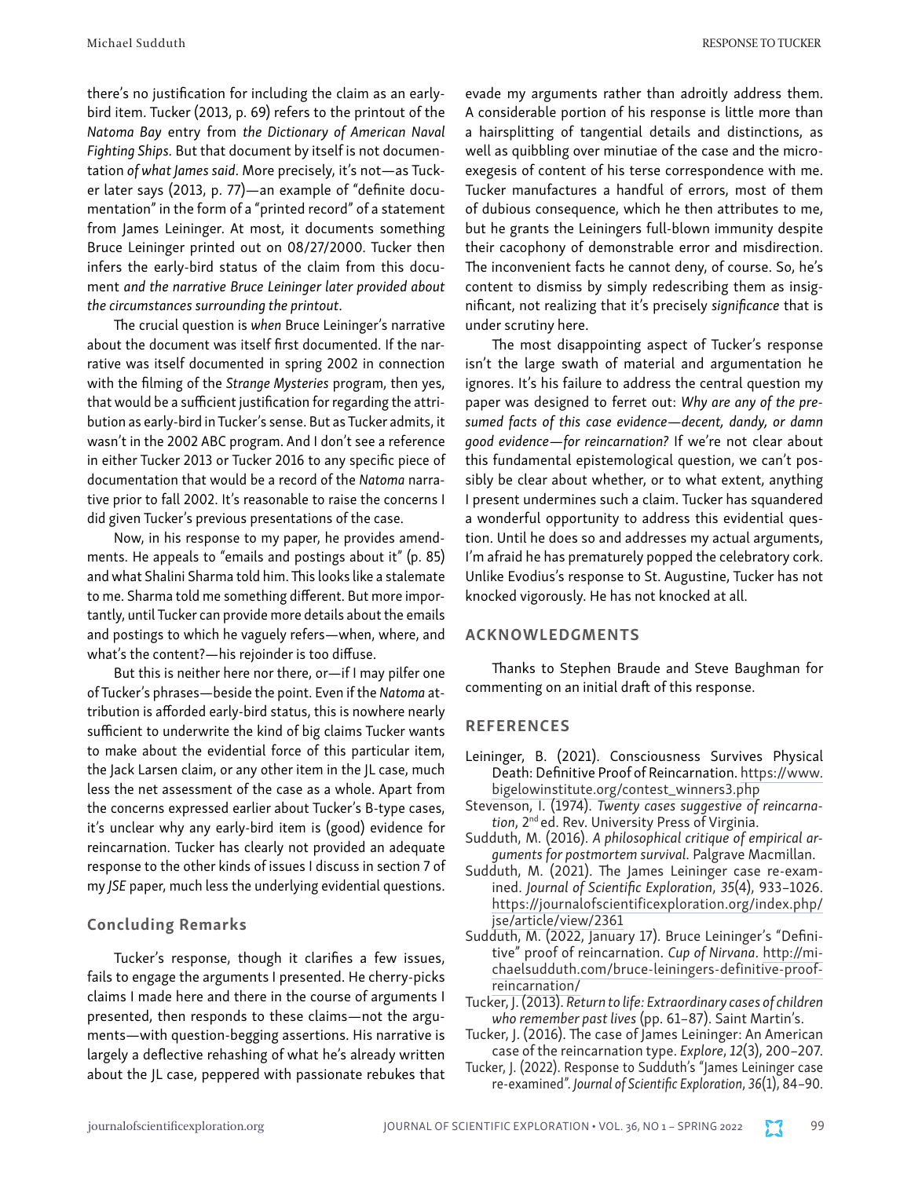there's no justification for including the claim as an early-bird item. Tucker (2013, p. 69) refers to the printout of the *Natoma Bay* entry from *the Dictionary of American Naval Fighting Ships.* But that document by itself is not documentation *of what James said*. More precisely, it's not—as Tucker later says (2013, p. 77)—an example of "definite documentation" in the form of a "printed record" of a statement from James Leininger. At most, it documents something Bruce Leininger printed out on 08/27/2000. Tucker then infers the early-bird status of the claim from this document *and the narrative Bruce Leininger later provided about the circumstances surrounding the printout*.

The crucial question is *when* Bruce Leininger's narrative about the document was itself first documented. If the narrative was itself documented in spring 2002 in connection with the filming of the *Strange Mysteries* program, then yes, that would be a sufficient justification for regarding the attribution as early-bird in Tucker's sense. But as Tucker admits, it wasn't in the 2002 ABC program. And I don't see a reference in either Tucker 2013 or Tucker 2016 to any specific piece of documentation that would be a record of the *Natoma* narrative prior to fall 2002. It's reasonable to raise the concerns I did given Tucker's previous presentations of the case.

Now, in his response to my paper, he provides amendments. He appeals to "emails and postings about it" (p. 85) and what Shalini Sharma told him. This looks like a stalemate to me. Sharma told me something different. But more importantly, until Tucker can provide more details about the emails and postings to which he vaguely refers—when, where, and what's the content?—his rejoinder is too diffuse.

But this is neither here nor there, or—if I may pilfer one of Tucker's phrases—beside the point. Even if the *Natoma* attribution is afforded early-bird status, this is nowhere nearly sufficient to underwrite the kind of big claims Tucker wants to make about the evidential force of this particular item, the Jack Larsen claim, or any other item in the JL case, much less the net assessment of the case as a whole. Apart from the concerns expressed earlier about Tucker's B-type cases, it's unclear why any early-bird item is (good) evidence for reincarnation. Tucker has clearly not provided an adequate response to the other kinds of issues I discuss in section 7 of my *JSE* paper, much less the underlying evidential questions.

### Concluding Remarks

Tucker's response, though it clarifies a few issues, fails to engage the arguments I presented. He cherry-picks claims I made here and there in the course of arguments I presented, then responds to these claims—not the arguments—with question-begging assertions. His narrative is largely a deflective rehashing of what he's already written about the JL case, peppered with passionate rebukes that evade my arguments rather than adroitly address them. A considerable portion of his response is little more than a hairsplitting of tangential details and distinctions, as well as quibbling over minutiae of the case and the micro-exegesis of content of his terse correspondence with me. Tucker manufactures a handful of errors, most of them of dubious consequence, which he then attributes to me, but he grants the Leiningers full-blown immunity despite their cacophony of demonstrable error and misdirection. The inconvenient facts he cannot deny, of course. So, he's content to dismiss by simply redescribing them as insignificant, not realizing that it's precisely *significance* that is under scrutiny here.

The most disappointing aspect of Tucker's response isn't the large swath of material and argumentation he ignores. It's his failure to address the central question my paper was designed to ferret out: *Why are any of the presumed facts of this case evidence—decent, dandy, or damn good evidence—for reincarnation?* If we're not clear about this fundamental epistemological question, we can't possibly be clear about whether, or to what extent, anything I present undermines such a claim. Tucker has squandered a wonderful opportunity to address this evidential question. Until he does so and addresses my actual arguments, I'm afraid he has prematurely popped the celebratory cork. Unlike Evodius's response to St. Augustine, Tucker has not knocked vigorously. He has not knocked at all.

## ACKNOWLEDGMENTS

Thanks to Stephen Braude and Steve Baughman for commenting on an initial draft of this response.

## REFERENCES

Leininger, B. (2021). Consciousness Survives Physical Death: Definitive Proof of Reincarnation. https://www.bigelowinstitute.org/contest_winners3.php

Stevenson, I. (1974). *Twenty cases suggestive of reincarnation*, 2nd ed. Rev. University Press of Virginia.

Sudduth, M. (2016). *A philosophical critique of empirical arguments for postmortem survival*. Palgrave Macmillan.

Sudduth, M. (2021). The James Leininger case re-examined. *Journal of Scientific Exploration*, *35*(4), 933–1026. https://journalofscientificexploration.org/index.php/jse/article/view/2361

Sudduth, M. (2022, January 17). Bruce Leininger's "Definitive" proof of reincarnation. *Cup of Nirvana*. http://michaelsudduth.com/bruce-leiningers-definitive-proof-reincarnation/

Tucker, J. (2013). *Return to life: Extraordinary cases of children who remember past lives* (pp. 61–87). Saint Martin's.

Tucker, J. (2016). The case of James Leininger: An American case of the reincarnation type. *Explore*, *12*(3), 200–207.

Tucker, J. (2022). Response to Sudduth's "James Leininger case re-examined". *Journal of Scientific Exploration*, *36*(1), 84–90.